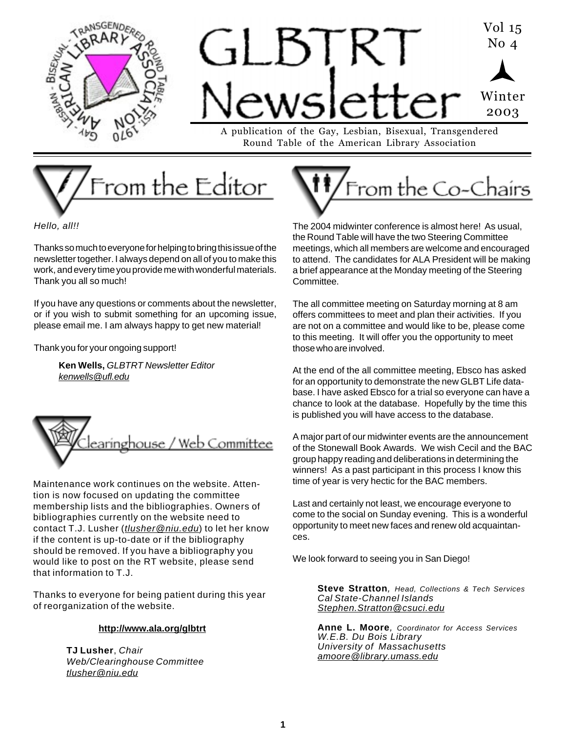# GLBTRT Newsletter

Vol 15 No 4

Winter 2003

A publication of the Gay, Lesbian, Bisexual, Transgendered Round Table of the American Library Association

## From the Editor

*Hello, all!!*

Thanks so much to everyone for helping to bring this issue of the newsletter together. I always depend on all of you to make this work, and every time you provide me with wonderful materials. Thank you all so much!

If you have any questions or comments about the newsletter, or if you wish to submit something for an upcoming issue, please email me. I am always happy to get new material!

Thank you for your ongoing support!

**Ken Wells,** *GLBTRT Newsletter Editor*
*kenwells@ufl.edu*

## Clearinghouse / Web Committee

Maintenance work continues on the website. Attention is now focused on updating the committee membership lists and the bibliographies. Owners of bibliographies currently on the website need to contact T.J. Lusher (*tlusher@niu.edu*) to let her know if the content is up-to-date or if the bibliography should be removed. If you have a bibliography you would like to post on the RT website, please send that information to T.J.

Thanks to everyone for being patient during this year of reorganization of the website.

**http://www.ala.org/glbtrt**

**TJ Lusher**, *Chair*
*Web/Clearinghouse Committee*
*tlusher@niu.edu*

## From the Co-Chairs

The 2004 midwinter conference is almost here! As usual, the Round Table will have the two Steering Committee meetings, which all members are welcome and encouraged to attend. The candidates for ALA President will be making a brief appearance at the Monday meeting of the Steering Committee.

The all committee meeting on Saturday morning at 8 am offers committees to meet and plan their activities. If you are not on a committee and would like to be, please come to this meeting. It will offer you the opportunity to meet those who are involved.

At the end of the all committee meeting, Ebsco has asked for an opportunity to demonstrate the new GLBT Life database. I have asked Ebsco for a trial so everyone can have a chance to look at the database. Hopefully by the time this is published you will have access to the database.

A major part of our midwinter events are the announcement of the Stonewall Book Awards. We wish Cecil and the BAC group happy reading and deliberations in determining the winners! As a past participant in this process I know this time of year is very hectic for the BAC members.

Last and certainly not least, we encourage everyone to come to the social on Sunday evening. This is a wonderful opportunity to meet new faces and renew old acquaintances.

We look forward to seeing you in San Diego!

**Steve Stratton**, *Head, Collections & Tech Services*
*Cal State-Channel Islands*
*Stephen.Stratton@csuci.edu*

**Anne L. Moore**, *Coordinator for Access Services*
*W.E.B. Du Bois Library*
*University of Massachusetts*
*amoore@library.umass.edu*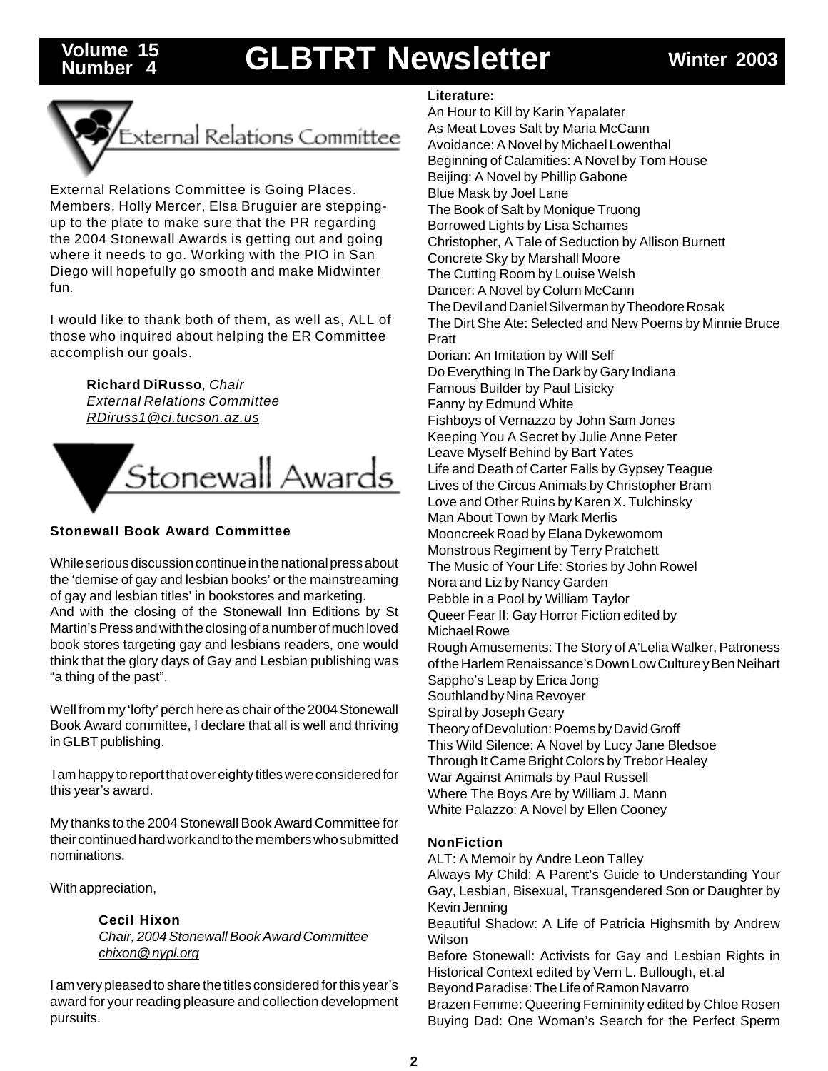## External Relations Committee

External Relations Committee is Going Places. Members, Holly Mercer, Elsa Bruguier are stepping-up to the plate to make sure that the PR regarding the 2004 Stonewall Awards is getting out and going where it needs to go. Working with the PIO in San Diego will hopefully go smooth and make Midwinter fun.

I would like to thank both of them, as well as, ALL of those who inquired about helping the ER Committee accomplish our goals.

**Richard DiRusso**, *Chair*
*External Relations Committee*
*RDiruss1@ci.tucson.az.us*

## Stonewall Awards

### Stonewall Book Award Committee

While serious discussion continue in the national press about the 'demise of gay and lesbian books' or the mainstreaming of gay and lesbian titles' in bookstores and marketing.
And with the closing of the Stonewall Inn Editions by St Martin's Press and with the closing of a number of much loved book stores targeting gay and lesbians readers, one would think that the glory days of Gay and Lesbian publishing was "a thing of the past".

Well from my 'lofty' perch here as chair of the 2004 Stonewall Book Award committee, I declare that all is well and thriving in GLBT publishing.

I am happy to report that over eighty titles were considered for this year's award.

My thanks to the 2004 Stonewall Book Award Committee for their continued hard work and to the members who submitted nominations.

With appreciation,

**Cecil Hixon**
*Chair, 2004 Stonewall Book Award Committee*
*chixon@nypl.org*

I am very pleased to share the titles considered for this year's award for your reading pleasure and collection development pursuits.

**Literature:**

An Hour to Kill by Karin Yapalater
As Meat Loves Salt by Maria McCann
Avoidance: A Novel by Michael Lowenthal
Beginning of Calamities: A Novel by Tom House
Beijing: A Novel by Phillip Gabone
Blue Mask by Joel Lane
The Book of Salt by Monique Truong
Borrowed Lights by Lisa Schames
Christopher, A Tale of Seduction by Allison Burnett
Concrete Sky by Marshall Moore
The Cutting Room by Louise Welsh
Dancer: A Novel by Colum McCann
The Devil and Daniel Silverman by Theodore Rosak
The Dirt She Ate: Selected and New Poems by Minnie Bruce Pratt
Dorian: An Imitation by Will Self
Do Everything In The Dark by Gary Indiana
Famous Builder by Paul Lisicky
Fanny by Edmund White
Fishboys of Vernazzo by John Sam Jones
Keeping You A Secret by Julie Anne Peter
Leave Myself Behind by Bart Yates
Life and Death of Carter Falls by Gypsey Teague
Lives of the Circus Animals by Christopher Bram
Love and Other Ruins by Karen X. Tulchinsky
Man About Town by Mark Merlis
Mooncreek Road by Elana Dykewomom
Monstrous Regiment by Terry Pratchett
The Music of Your Life: Stories by John Rowel
Nora and Liz by Nancy Garden
Pebble in a Pool by William Taylor
Queer Fear II: Gay Horror Fiction edited by Michael Rowe
Rough Amusements: The Story of A'Lelia Walker, Patroness of the Harlem Renaissance's Down Low Culture y Ben Neihart
Sappho's Leap by Erica Jong
Southland by Nina Revoyer
Spiral by Joseph Geary
Theory of Devolution: Poems by David Groff
This Wild Silence: A Novel by Lucy Jane Bledsoe
Through It Came Bright Colors by Trebor Healey
War Against Animals by Paul Russell
Where The Boys Are by William J. Mann
White Palazzo: A Novel by Ellen Cooney

**NonFiction**

ALT: A Memoir by Andre Leon Talley
Always My Child: A Parent's Guide to Understanding Your Gay, Lesbian, Bisexual, Transgendered Son or Daughter by Kevin Jenning
Beautiful Shadow: A Life of Patricia Highsmith by Andrew Wilson
Before Stonewall: Activists for Gay and Lesbian Rights in Historical Context edited by Vern L. Bullough, et.al
Beyond Paradise: The Life of Ramon Navarro
Brazen Femme: Queering Femininity edited by Chloe Rosen
Buying Dad: One Woman's Search for the Perfect Sperm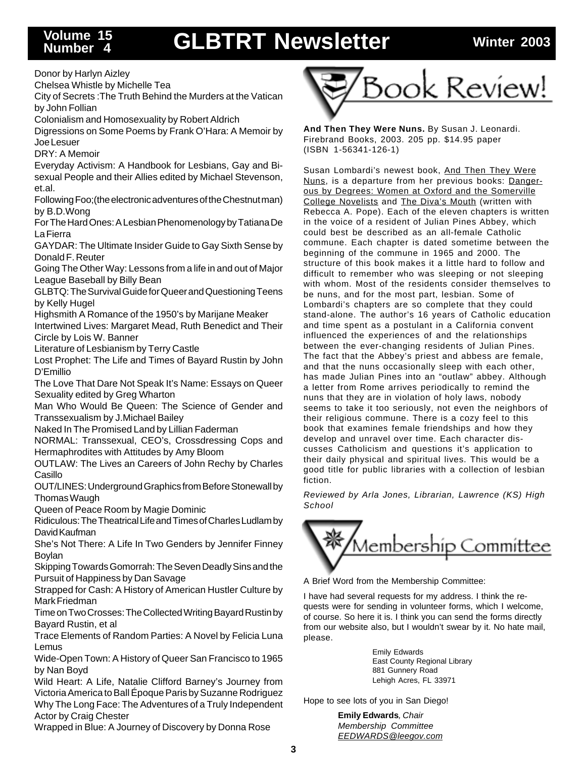Donor by Harlyn Aizley

Chelsea Whistle by Michelle Tea

City of Secrets :The Truth Behind the Murders at the Vatican by John Follian

Colonialism and Homosexuality by Robert Aldrich

Digressions on Some Poems by Frank O'Hara: A Memoir by Joe Lesuer

DRY: A Memoir

Everyday Activism: A Handbook for Lesbians, Gay and Bisexual People and their Allies edited by Michael Stevenson, et.al.

Following Foo;(the electronic adventures of the Chestnut man) by B.D.Wong

For The Hard Ones: A Lesbian Phenomenology by Tatiana De La Fierra

GAYDAR: The Ultimate Insider Guide to Gay Sixth Sense by Donald F. Reuter

Going The Other Way: Lessons from a life in and out of Major League Baseball by Billy Bean

GLBTQ: The Survival Guide for Queer and Questioning Teens by Kelly Hugel

Highsmith A Romance of the 1950's by Marijane Meaker

Intertwined Lives: Margaret Mead, Ruth Benedict and Their Circle by Lois W. Banner

Literature of Lesbianism by Terry Castle

Lost Prophet: The Life and Times of Bayard Rustin by John D'Emillio

The Love That Dare Not Speak It's Name: Essays on Queer Sexuality edited by Greg Wharton

Man Who Would Be Queen: The Science of Gender and Transsexualism by J.Michael Bailey

Naked In The Promised Land by Lillian Faderman

NORMAL: Transsexual, CEO's, Crossdressing Cops and Hermaphrodites with Attitudes by Amy Bloom

OUTLAW: The Lives an Careers of John Rechy by Charles Casillo

OUT/LINES: Underground Graphics from Before Stonewall by Thomas Waugh

Queen of Peace Room by Magie Dominic

Ridiculous: The Theatrical Life and Times of Charles Ludlam by David Kaufman

She's Not There: A Life In Two Genders by Jennifer Finney Boylan

Skipping Towards Gomorrah: The Seven Deadly Sins and the Pursuit of Happiness by Dan Savage

Strapped for Cash: A History of American Hustler Culture by Mark Friedman

Time on Two Crosses: The Collected Writing Bayard Rustin by Bayard Rustin, et al

Trace Elements of Random Parties: A Novel by Felicia Luna Lemus

Wide-Open Town: A History of Queer San Francisco to 1965 by Nan Boyd

Wild Heart: A Life, Natalie Clifford Barney's Journey from Victoria America to Ball Époque Paris by Suzanne Rodriguez

Why The Long Face: The Adventures of a Truly Independent Actor by Craig Chester

Wrapped in Blue: A Journey of Discovery by Donna Rose

## Book Review!

**And Then They Were Nuns.** By Susan J. Leonardi. Firebrand Books, 2003. 205 pp. $14.95 paper (ISBN 1-56341-126-1)

Susan Lombardi's newest book, And Then They Were Nuns, is a departure from her previous books: Dangerous by Degrees: Women at Oxford and the Somerville College Novelists and The Diva's Mouth (written with Rebecca A. Pope). Each of the eleven chapters is written in the voice of a resident of Julian Pines Abbey, which could best be described as an all-female Catholic commune. Each chapter is dated sometime between the beginning of the commune in 1965 and 2000. The structure of this book makes it a little hard to follow and difficult to remember who was sleeping or not sleeping with whom. Most of the residents consider themselves to be nuns, and for the most part, lesbian. Some of Lombardi's chapters are so complete that they could stand-alone. The author's 16 years of Catholic education and time spent as a postulant in a California convent influenced the experiences of and the relationships between the ever-changing residents of Julian Pines. The fact that the Abbey's priest and abbess are female, and that the nuns occasionally sleep with each other, has made Julian Pines into an "outlaw" abbey. Although a letter from Rome arrives periodically to remind the nuns that they are in violation of holy laws, nobody seems to take it too seriously, not even the neighbors of their religious commune. There is a cozy feel to this book that examines female friendships and how they develop and unravel over time. Each character discusses Catholicism and questions it's application to their daily physical and spiritual lives. This would be a good title for public libraries with a collection of lesbian fiction.

*Reviewed by Arla Jones, Librarian, Lawrence (KS) High School*

## Membership Committee

A Brief Word from the Membership Committee:

I have had several requests for my address. I think the requests were for sending in volunteer forms, which I welcome, of course. So here it is. I think you can send the forms directly from our website also, but I wouldn't swear by it. No hate mail, please.

Emily Edwards
East County Regional Library
881 Gunnery Road
Lehigh Acres, FL 33971

Hope to see lots of you in San Diego!

**Emily Edwards**, *Chair*
*Membership Committee*
*EEDWARDS@leegov.com*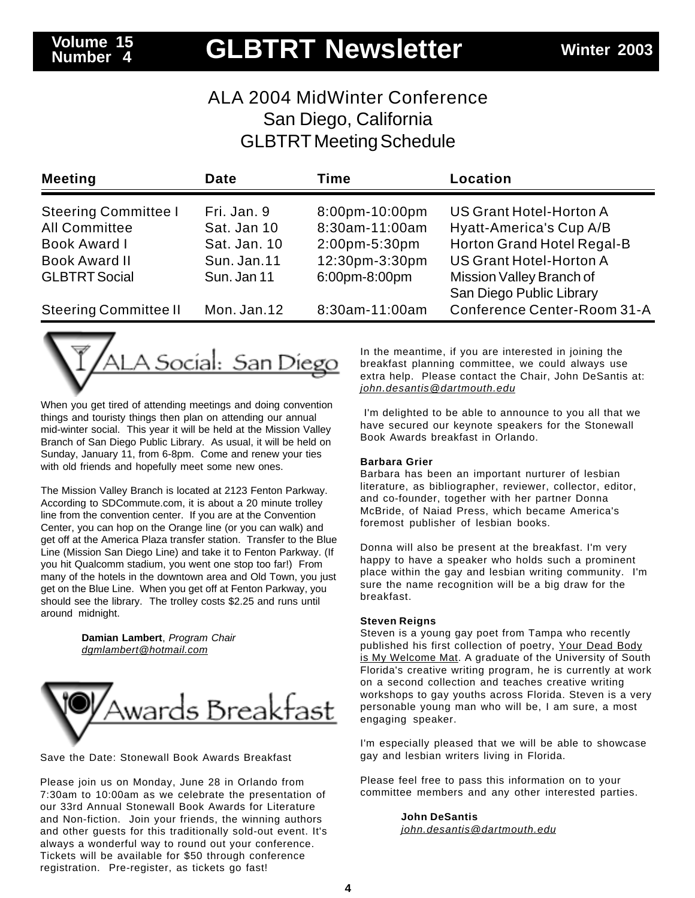# ALA 2004 MidWinter Conference
## San Diego, California
## GLBTRT Meeting Schedule

| Meeting | Date | Time | Location |
|---|---|---|---|
| Steering Committee I | Fri. Jan. 9 | 8:00pm-10:00pm | US Grant Hotel-Horton A |
| All Committee | Sat. Jan 10 | 8:30am-11:00am | Hyatt-America's Cup A/B |
| Book Award I | Sat. Jan. 10 | 2:00pm-5:30pm | Horton Grand Hotel Regal-B |
| Book Award II | Sun. Jan.11 | 12:30pm-3:30pm | US Grant Hotel-Horton A |
| GLBTRT Social | Sun. Jan 11 | 6:00pm-8:00pm | Mission Valley Branch of San Diego Public Library |
| Steering Committee II | Mon. Jan.12 | 8:30am-11:00am | Conference Center-Room 31-A |

## ALA Social: San Diego

When you get tired of attending meetings and doing convention things and touristy things then plan on attending our annual mid-winter social. This year it will be held at the Mission Valley Branch of San Diego Public Library. As usual, it will be held on Sunday, January 11, from 6-8pm. Come and renew your ties with old friends and hopefully meet some new ones.

The Mission Valley Branch is located at 2123 Fenton Parkway. According to SDCommute.com, it is about a 20 minute trolley line from the convention center. If you are at the Convention Center, you can hop on the Orange line (or you can walk) and get off at the America Plaza transfer station. Transfer to the Blue Line (Mission San Diego Line) and take it to Fenton Parkway. (If you hit Qualcomm stadium, you went one stop too far!) From many of the hotels in the downtown area and Old Town, you just get on the Blue Line. When you get off at Fenton Parkway, you should see the library. The trolley costs $2.25 and runs until around midnight.

**Damian Lambert**, *Program Chair*
*dgmlambert@hotmail.com*

## Awards Breakfast

Save the Date: Stonewall Book Awards Breakfast

Please join us on Monday, June 28 in Orlando from 7:30am to 10:00am as we celebrate the presentation of our 33rd Annual Stonewall Book Awards for Literature and Non-fiction. Join your friends, the winning authors and other guests for this traditionally sold-out event. It's always a wonderful way to round out your conference. Tickets will be available for $50 through conference registration. Pre-register, as tickets go fast!

In the meantime, if you are interested in joining the breakfast planning committee, we could always use extra help. Please contact the Chair, John DeSantis at: *john.desantis@dartmouth.edu*

I'm delighted to be able to announce to you all that we have secured our keynote speakers for the Stonewall Book Awards breakfast in Orlando.

**Barbara Grier**
Barbara has been an important nurturer of lesbian literature, as bibliographer, reviewer, collector, editor, and co-founder, together with her partner Donna McBride, of Naiad Press, which became America's foremost publisher of lesbian books.

Donna will also be present at the breakfast. I'm very happy to have a speaker who holds such a prominent place within the gay and lesbian writing community. I'm sure the name recognition will be a big draw for the breakfast.

**Steven Reigns**
Steven is a young gay poet from Tampa who recently published his first collection of poetry, Your Dead Body is My Welcome Mat. A graduate of the University of South Florida's creative writing program, he is currently at work on a second collection and teaches creative writing workshops to gay youths across Florida. Steven is a very personable young man who will be, I am sure, a most engaging speaker.

I'm especially pleased that we will be able to showcase gay and lesbian writers living in Florida.

Please feel free to pass this information on to your committee members and any other interested parties.

**John DeSantis**
*john.desantis@dartmouth.edu*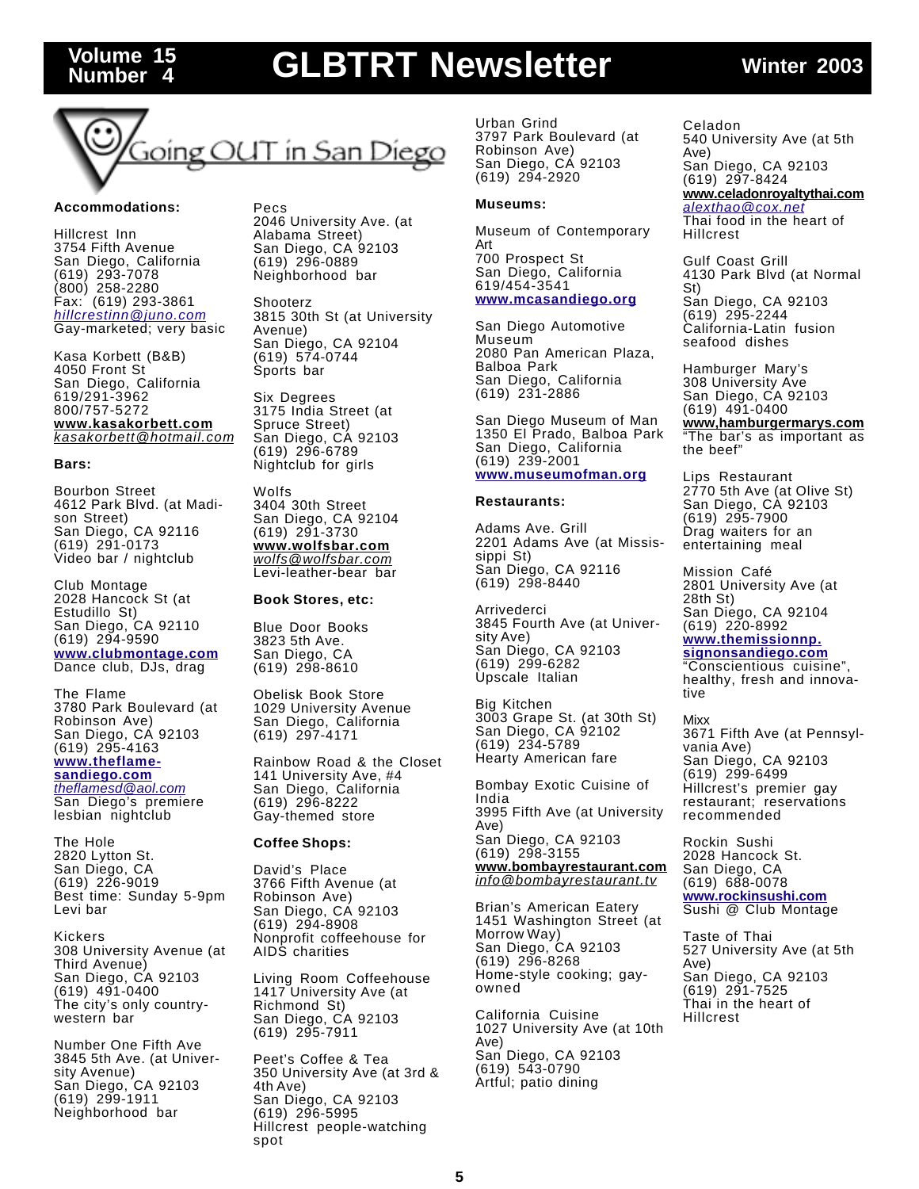# Going OUT in San Diego

**Accommodations:**

Hillcrest Inn
3754 Fifth Avenue
San Diego, California
(619) 293-7078
(800) 258-2280
Fax: (619) 293-3861
*hillcrestinn@juno.com*
Gay-marketed; very basic

Kasa Korbett (B&B)
4050 Front St
San Diego, California
619/291-3962
800/757-5272
**www.kasakorbett.com**
*kasakorbett@hotmail.com*

**Bars:**

Bourbon Street
4612 Park Blvd. (at Madison Street)
San Diego, CA 92116
(619) 291-0173
Video bar / nightclub

Club Montage
2028 Hancock St (at Estudillo St)
San Diego, CA 92110
(619) 294-9590
**www.clubmontage.com**
Dance club, DJs, drag

The Flame
3780 Park Boulevard (at Robinson Ave)
San Diego, CA 92103
(619) 295-4163
**www.theflame-sandiego.com**
*theflamesd@aol.com*
San Diego's premiere lesbian nightclub

The Hole
2820 Lytton St.
San Diego, CA
(619) 226-9019
Best time: Sunday 5-9pm
Levi bar

Kickers
308 University Avenue (at Third Avenue)
San Diego, CA 92103
(619) 491-0400
The city's only country-western bar

Number One Fifth Ave
3845 5th Ave. (at University Avenue)
San Diego, CA 92103
(619) 299-1911
Neighborhood bar

Pecs
2046 University Ave. (at Alabama Street)
San Diego, CA 92103
(619) 296-0889
Neighborhood bar

Shooterz
3815 30th St (at University Avenue)
San Diego, CA 92104
(619) 574-0744
Sports bar

Six Degrees
3175 India Street (at Spruce Street)
San Diego, CA 92103
(619) 296-6789
Nightclub for girls

Wolfs
3404 30th Street
San Diego, CA 92104
(619) 291-3730
**www.wolfsbar.com**
*wolfs@wolfsbar.com*
Levi-leather-bear bar

**Book Stores, etc:**

Blue Door Books
3823 5th Ave.
San Diego, CA
(619) 298-8610

Obelisk Book Store
1029 University Avenue
San Diego, California
(619) 297-4171

Rainbow Road & the Closet
141 University Ave, #4
San Diego, California
(619) 296-8222
Gay-themed store

**Coffee Shops:**

David's Place
3766 Fifth Avenue (at Robinson Ave)
San Diego, CA 92103
(619) 294-8908
Nonprofit coffeehouse for AIDS charities

Living Room Coffeehouse
1417 University Ave (at Richmond St)
San Diego, CA 92103
(619) 295-7911

Peet's Coffee & Tea
350 University Ave (at 3rd & 4th Ave)
San Diego, CA 92103
(619) 296-5995
Hillcrest people-watching spot

Urban Grind
3797 Park Boulevard (at Robinson Ave)
San Diego, CA 92103
(619) 294-2920

**Museums:**

Museum of Contemporary Art
700 Prospect St
San Diego, California
619/454-3541
**www.mcasandiego.org**

San Diego Automotive Museum
2080 Pan American Plaza, Balboa Park
San Diego, California
(619) 231-2886

San Diego Museum of Man
1350 El Prado, Balboa Park
San Diego, California
(619) 239-2001
**www.museumofman.org**

**Restaurants:**

Adams Ave. Grill
2201 Adams Ave (at Mississippi St)
San Diego, CA 92116
(619) 298-8440

Arrivederci
3845 Fourth Ave (at University Ave)
San Diego, CA 92103
(619) 299-6282
Upscale Italian

Big Kitchen
3003 Grape St. (at 30th St)
San Diego, CA 92102
(619) 234-5789
Hearty American fare

Bombay Exotic Cuisine of India
3995 Fifth Ave (at University Ave)
San Diego, CA 92103
(619) 298-3155
**www.bombayrestaurant.com**
*info@bombayrestaurant.tv*

Brian's American Eatery
1451 Washington Street (at Morrow Way)
San Diego, CA 92103
(619) 296-8268
Home-style cooking; gay-owned

California Cuisine
1027 University Ave (at 10th Ave)
San Diego, CA 92103
(619) 543-0790
Artful; patio dining

Celadon
540 University Ave (at 5th Ave)
San Diego, CA 92103
(619) 297-8424
**www.celadonroyaltythai.com**
*alexthao@cox.net*
Thai food in the heart of Hillcrest

Gulf Coast Grill
4130 Park Blvd (at Normal St)
San Diego, CA 92103
(619) 295-2244
California-Latin fusion seafood dishes

Hamburger Mary's
308 University Ave
San Diego, CA 92103
(619) 491-0400
**www,hamburgermarys.com**
"The bar's as important as the beef"

Lips Restaurant
2770 5th Ave (at Olive St)
San Diego, CA 92103
(619) 295-7900
Drag waiters for an entertaining meal

Mission Café
2801 University Ave (at 28th St)
San Diego, CA 92104
(619) 220-8992
**www.themissionnp.signonsandiego.com**
"Conscientious cuisine", healthy, fresh and innovative

Mixx
3671 Fifth Ave (at Pennsylvania Ave)
San Diego, CA 92103
(619) 299-6499
Hillcrest's premier gay restaurant; reservations recommended

Rockin Sushi
2028 Hancock St.
San Diego, CA
(619) 688-0078
**www.rockinsushi.com**
Sushi @ Club Montage

Taste of Thai
527 University Ave (at 5th Ave)
San Diego, CA 92103
(619) 291-7525
Thai in the heart of Hillcrest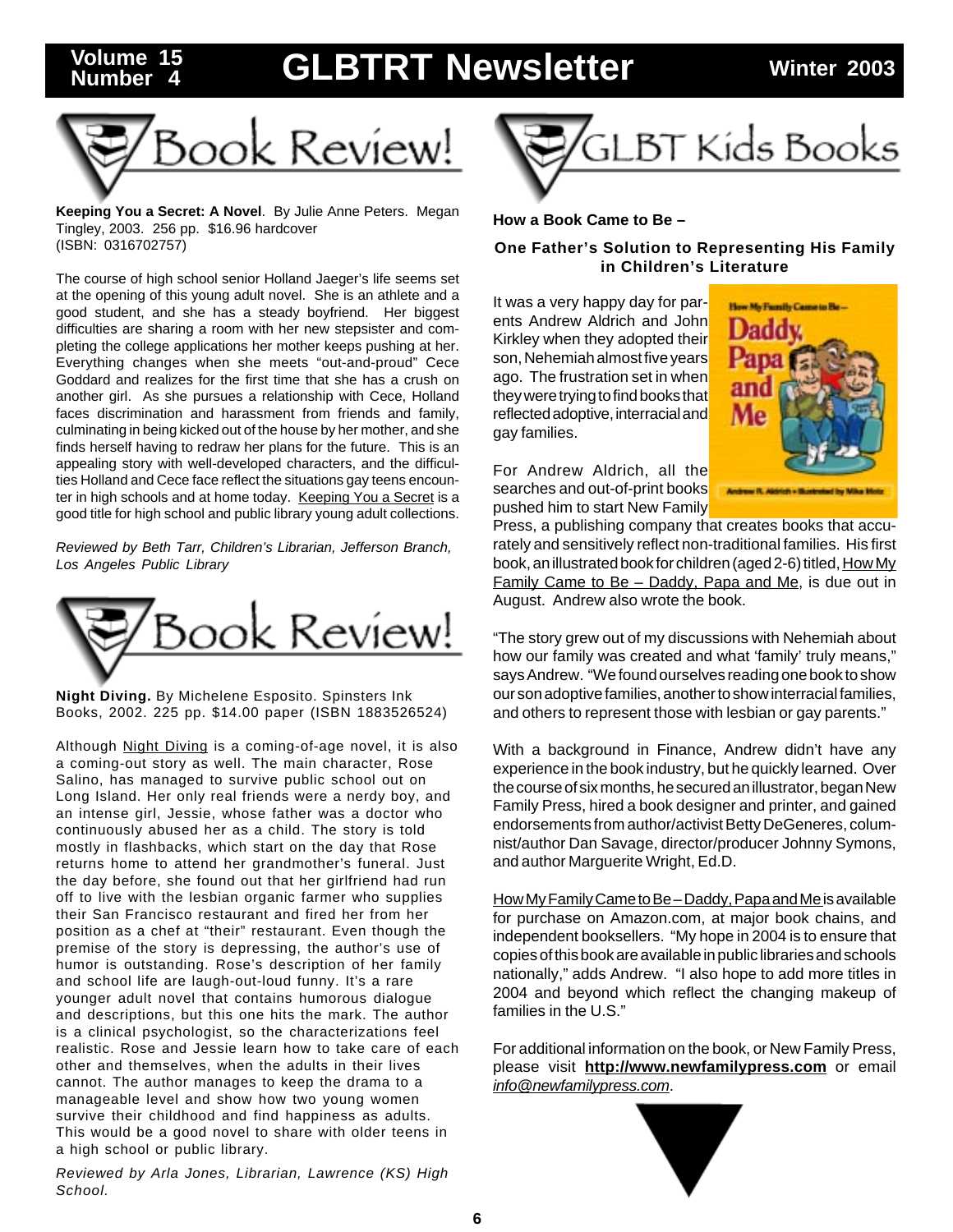## Book Review!

**Keeping You a Secret: A Novel**. By Julie Anne Peters. Megan Tingley, 2003. 256 pp. $16.96 hardcover (ISBN: 0316702757)

The course of high school senior Holland Jaeger's life seems set at the opening of this young adult novel. She is an athlete and a good student, and she has a steady boyfriend. Her biggest difficulties are sharing a room with her new stepsister and completing the college applications her mother keeps pushing at her. Everything changes when she meets "out-and-proud" Cece Goddard and realizes for the first time that she has a crush on another girl. As she pursues a relationship with Cece, Holland faces discrimination and harassment from friends and family, culminating in being kicked out of the house by her mother, and she finds herself having to redraw her plans for the future. This is an appealing story with well-developed characters, and the difficulties Holland and Cece face reflect the situations gay teens encounter in high schools and at home today. Keeping You a Secret is a good title for high school and public library young adult collections.

*Reviewed by Beth Tarr, Children's Librarian, Jefferson Branch, Los Angeles Public Library*

## Book Review!

**Night Diving.** By Michelene Esposito. Spinsters Ink Books, 2002. 225 pp. $14.00 paper (ISBN 1883526524)

Although Night Diving is a coming-of-age novel, it is also a coming-out story as well. The main character, Rose Salino, has managed to survive public school out on Long Island. Her only real friends were a nerdy boy, and an intense girl, Jessie, whose father was a doctor who continuously abused her as a child. The story is told mostly in flashbacks, which start on the day that Rose returns home to attend her grandmother's funeral. Just the day before, she found out that her girlfriend had run off to live with the lesbian organic farmer who supplies their San Francisco restaurant and fired her from her position as a chef at "their" restaurant. Even though the premise of the story is depressing, the author's use of humor is outstanding. Rose's description of her family and school life are laugh-out-loud funny. It's a rare younger adult novel that contains humorous dialogue and descriptions, but this one hits the mark. The author is a clinical psychologist, so the characterizations feel realistic. Rose and Jessie learn how to take care of each other and themselves, when the adults in their lives cannot. The author manages to keep the drama to a manageable level and show how two young women survive their childhood and find happiness as adults. This would be a good novel to share with older teens in a high school or public library.

*Reviewed by Arla Jones, Librarian, Lawrence (KS) High School.*

## GLBT Kids Books

**How a Book Came to Be –**

**One Father's Solution to Representing His Family in Children's Literature**

It was a very happy day for parents Andrew Aldrich and John Kirkley when they adopted their son, Nehemiah almost five years ago. The frustration set in when they were trying to find books that reflected adoptive, interracial and gay families.

For Andrew Aldrich, all the searches and out-of-print books pushed him to start New Family Press, a publishing company that creates books that accurately and sensitively reflect non-traditional families. His first book, an illustrated book for children (aged 2-6) titled, How My Family Came to Be – Daddy, Papa and Me, is due out in August. Andrew also wrote the book.

"The story grew out of my discussions with Nehemiah about how our family was created and what 'family' truly means," says Andrew. "We found ourselves reading one book to show our son adoptive families, another to show interracial families, and others to represent those with lesbian or gay parents."

With a background in Finance, Andrew didn't have any experience in the book industry, but he quickly learned. Over the course of six months, he secured an illustrator, began New Family Press, hired a book designer and printer, and gained endorsements from author/activist Betty DeGeneres, columnist/author Dan Savage, director/producer Johnny Symons, and author Marguerite Wright, Ed.D.

How My Family Came to Be – Daddy, Papa and Me is available for purchase on Amazon.com, at major book chains, and independent booksellers. "My hope in 2004 is to ensure that copies of this book are available in public libraries and schools nationally," adds Andrew. "I also hope to add more titles in 2004 and beyond which reflect the changing makeup of families in the U.S."

For additional information on the book, or New Family Press, please visit **http://www.newfamilypress.com** or email *info@newfamilypress.com*.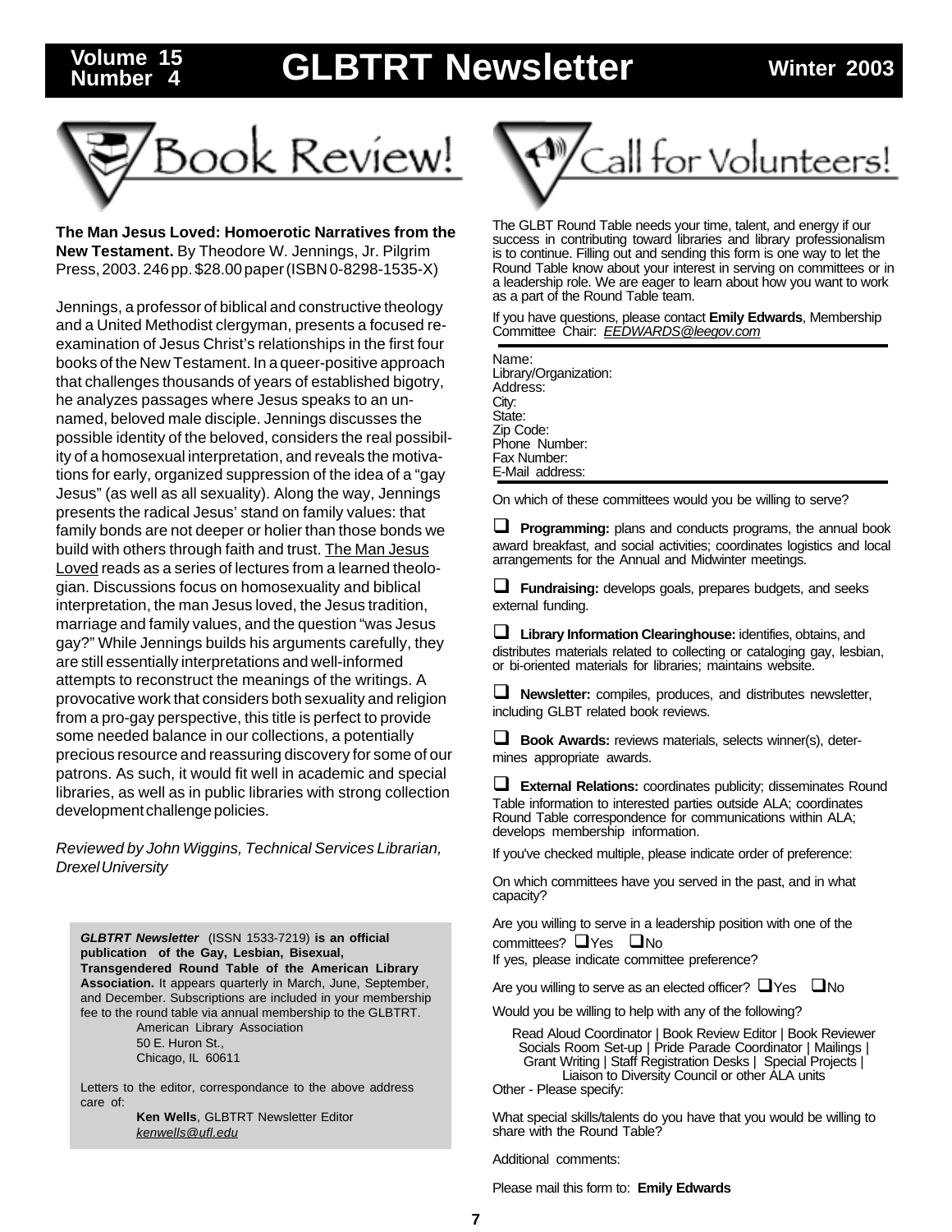# Book Review!

**The Man Jesus Loved: Homoerotic Narratives from the New Testament.** By Theodore W. Jennings, Jr. Pilgrim Press, 2003. 246 pp. $28.00 paper (ISBN 0-8298-1535-X)

Jennings, a professor of biblical and constructive theology and a United Methodist clergyman, presents a focused re-examination of Jesus Christ's relationships in the first four books of the New Testament. In a queer-positive approach that challenges thousands of years of established bigotry, he analyzes passages where Jesus speaks to an unnamed, beloved male disciple. Jennings discusses the possible identity of the beloved, considers the real possibility of a homosexual interpretation, and reveals the motivations for early, organized suppression of the idea of a "gay Jesus" (as well as all sexuality). Along the way, Jennings presents the radical Jesus' stand on family values: that family bonds are not deeper or holier than those bonds we build with others through faith and trust. The Man Jesus Loved reads as a series of lectures from a learned theologian. Discussions focus on homosexuality and biblical interpretation, the man Jesus loved, the Jesus tradition, marriage and family values, and the question "was Jesus gay?" While Jennings builds his arguments carefully, they are still essentially interpretations and well-informed attempts to reconstruct the meanings of the writings. A provocative work that considers both sexuality and religion from a pro-gay perspective, this title is perfect to provide some needed balance in our collections, a potentially precious resource and reassuring discovery for some of our patrons. As such, it would fit well in academic and special libraries, as well as in public libraries with strong collection development challenge policies.

*Reviewed by John Wiggins, Technical Services Librarian, Drexel University*

***GLBTRT Newsletter*** (ISSN 1533-7219) **is an official publication of the Gay, Lesbian, Bisexual, Transgendered Round Table of the American Library Association.** It appears quarterly in March, June, September, and December. Subscriptions are included in your membership fee to the round table via annual membership to the GLBTRT.

American Library Association
50 E. Huron St.,
Chicago, IL 60611

Letters to the editor, correspondance to the above address care of:

**Ken Wells**, GLBTRT Newsletter Editor
*kenwells@ufl.edu*

# Call for Volunteers!

The GLBT Round Table needs your time, talent, and energy if our success in contributing toward libraries and library professionalism is to continue. Filling out and sending this form is one way to let the Round Table know about your interest in serving on committees or in a leadership role. We are eager to learn about how you want to work as a part of the Round Table team.

If you have questions, please contact **Emily Edwards**, Membership Committee Chair: *EEDWARDS@leegov.com*

Name:
Library/Organization:
Address:
City:
State:
Zip Code:
Phone Number:
Fax Number:
E-Mail address:

On which of these committees would you be willing to serve?

- ❑ **Programming:** plans and conducts programs, the annual book award breakfast, and social activities; coordinates logistics and local arrangements for the Annual and Midwinter meetings.
- ❑ **Fundraising:** develops goals, prepares budgets, and seeks external funding.
- ❑ **Library Information Clearinghouse:** identifies, obtains, and distributes materials related to collecting or cataloging gay, lesbian, or bi-oriented materials for libraries; maintains website.
- ❑ **Newsletter:** compiles, produces, and distributes newsletter, including GLBT related book reviews.
- ❑ **Book Awards:** reviews materials, selects winner(s), determines appropriate awards.
- ❑ **External Relations:** coordinates publicity; disseminates Round Table information to interested parties outside ALA; coordinates Round Table correspondence for communications within ALA; develops membership information.

If you've checked multiple, please indicate order of preference:

On which committees have you served in the past, and in what capacity?

Are you willing to serve in a leadership position with one of the committees? ❑Yes ❑No
If yes, please indicate committee preference?

Are you willing to serve as an elected officer? ❑Yes ❑No

Would you be willing to help with any of the following?

Read Aloud Coordinator | Book Review Editor | Book Reviewer
Socials Room Set-up | Pride Parade Coordinator | Mailings |
Grant Writing | Staff Registration Desks | Special Projects |
Liaison to Diversity Council or other ALA units

Other - Please specify:

What special skills/talents do you have that you would be willing to share with the Round Table?

Additional comments:

Please mail this form to: **Emily Edwards**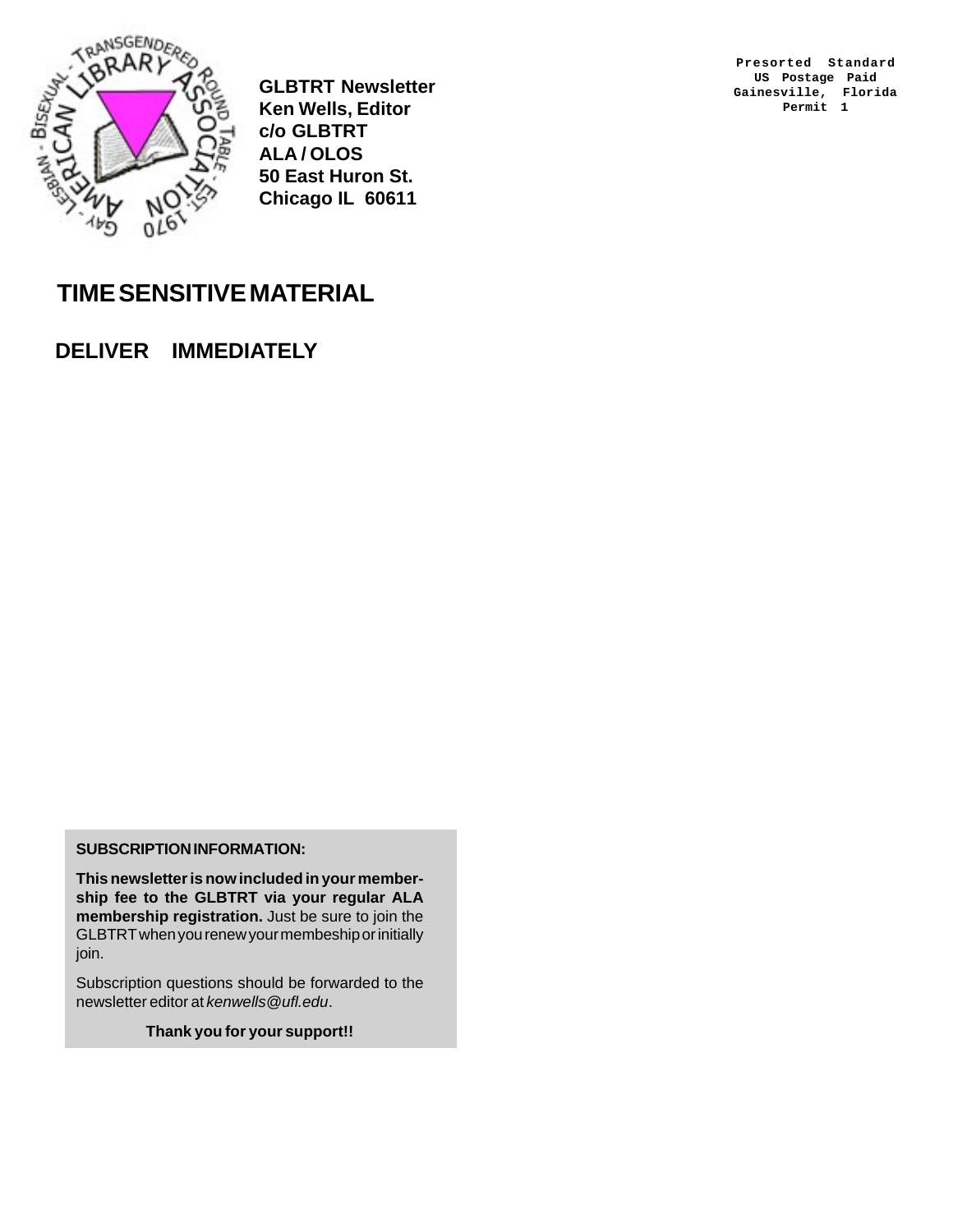GLBTRT Newsletter
Ken Wells, Editor
c/o GLBTRT
ALA / OLOS
50 East Huron St.
Chicago IL 60611

Presorted Standard
US Postage Paid
Gainesville, Florida
Permit 1

**TIME SENSITIVE MATERIAL**

**DELIVER IMMEDIATELY**

**SUBSCRIPTION INFORMATION:**

**This newsletter is now included in your membership fee to the GLBTRT via your regular ALA membership registration.** Just be sure to join the GLBTRT when you renew your membeship or initially join.

Subscription questions should be forwarded to the newsletter editor at *kenwells@ufl.edu*.

**Thank you for your support!!**